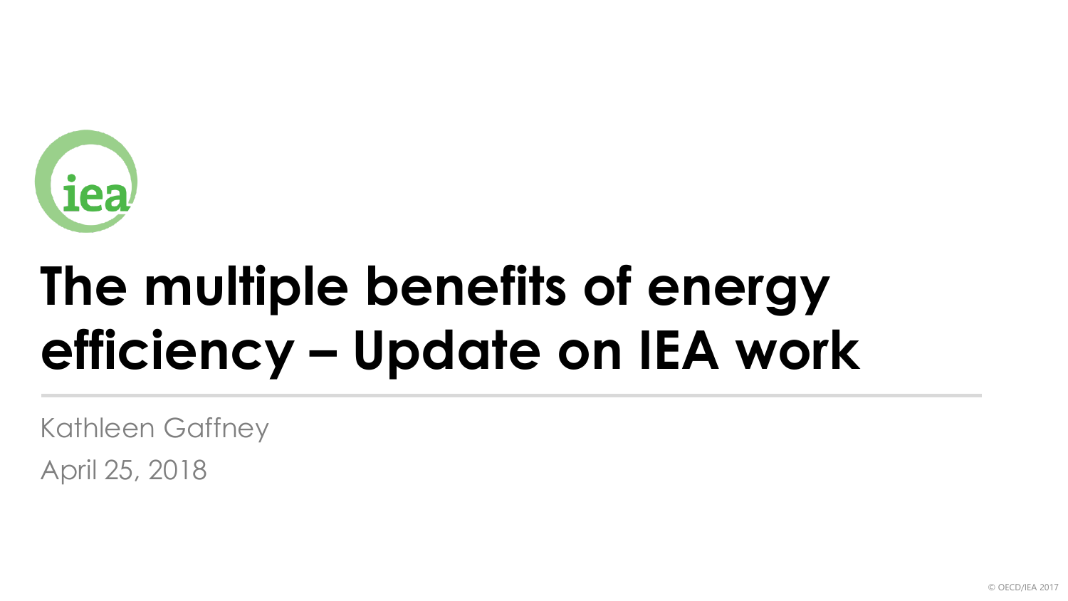# The multiple benefits of energy efficiency – Update on IEA work

Kathleen Gaffney

April 25, 2018

© OECD/IEA 2017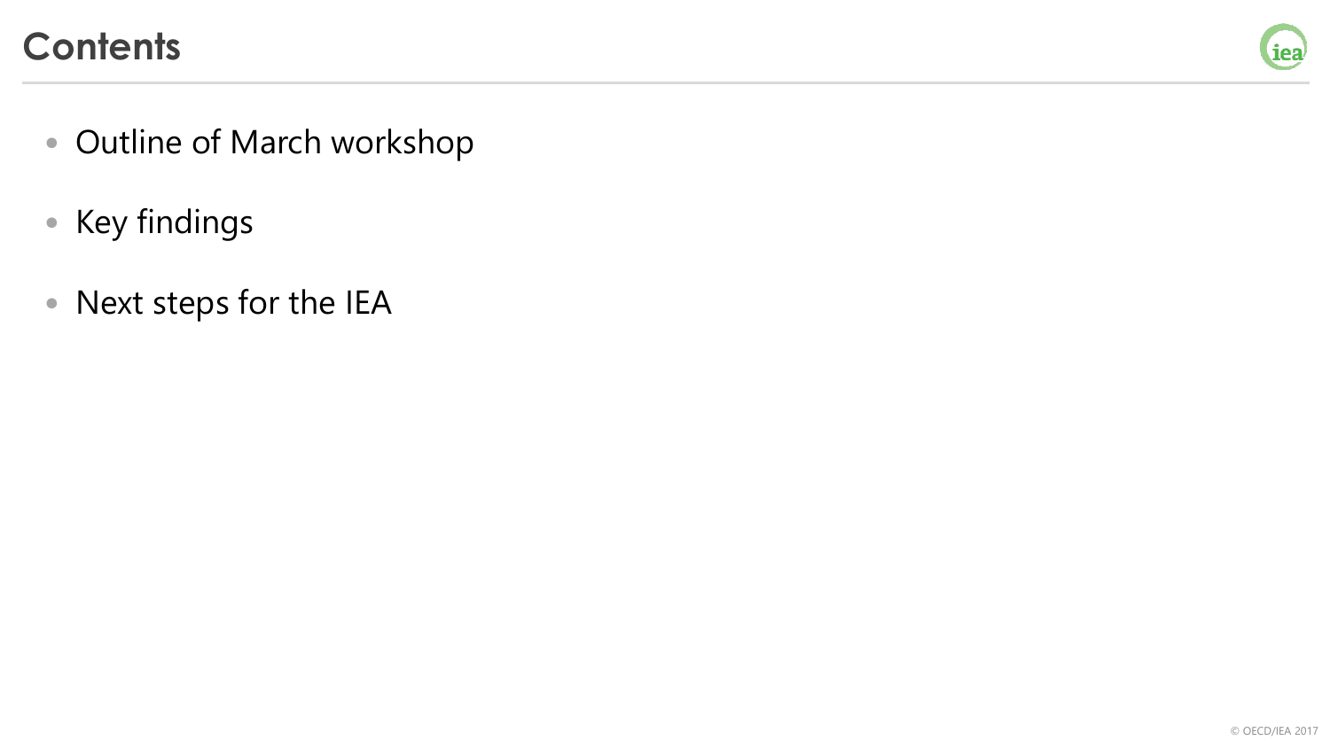# Contents

- Outline of March workshop
- Key findings
- Next steps for the IEA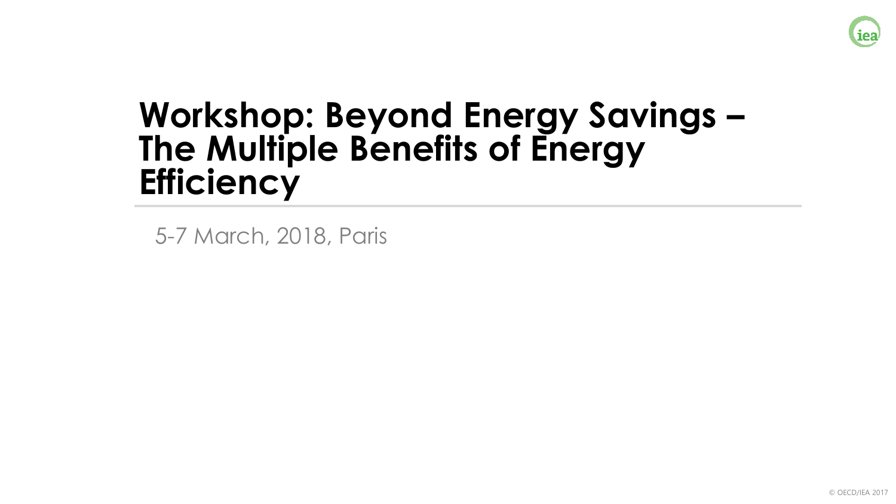# Workshop: Beyond Energy Savings – The Multiple Benefits of Energy Efficiency

5-7 March, 2018, Paris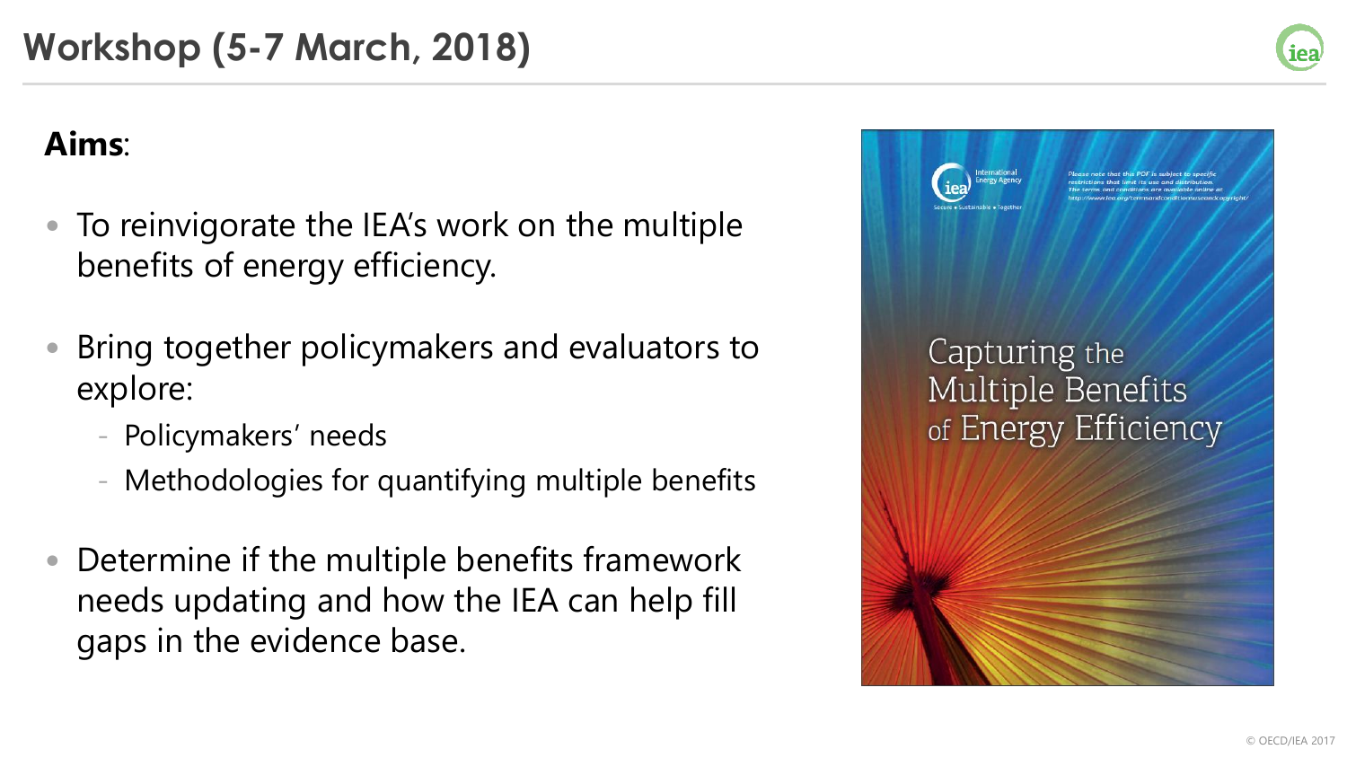# Workshop (5-7 March, 2018)

**Aims**:

- To reinvigorate the IEA's work on the multiple benefits of energy efficiency.
- Bring together policymakers and evaluators to explore:
  - Policymakers' needs
  - Methodologies for quantifying multiple benefits
- Determine if the multiple benefits framework needs updating and how the IEA can help fill gaps in the evidence base.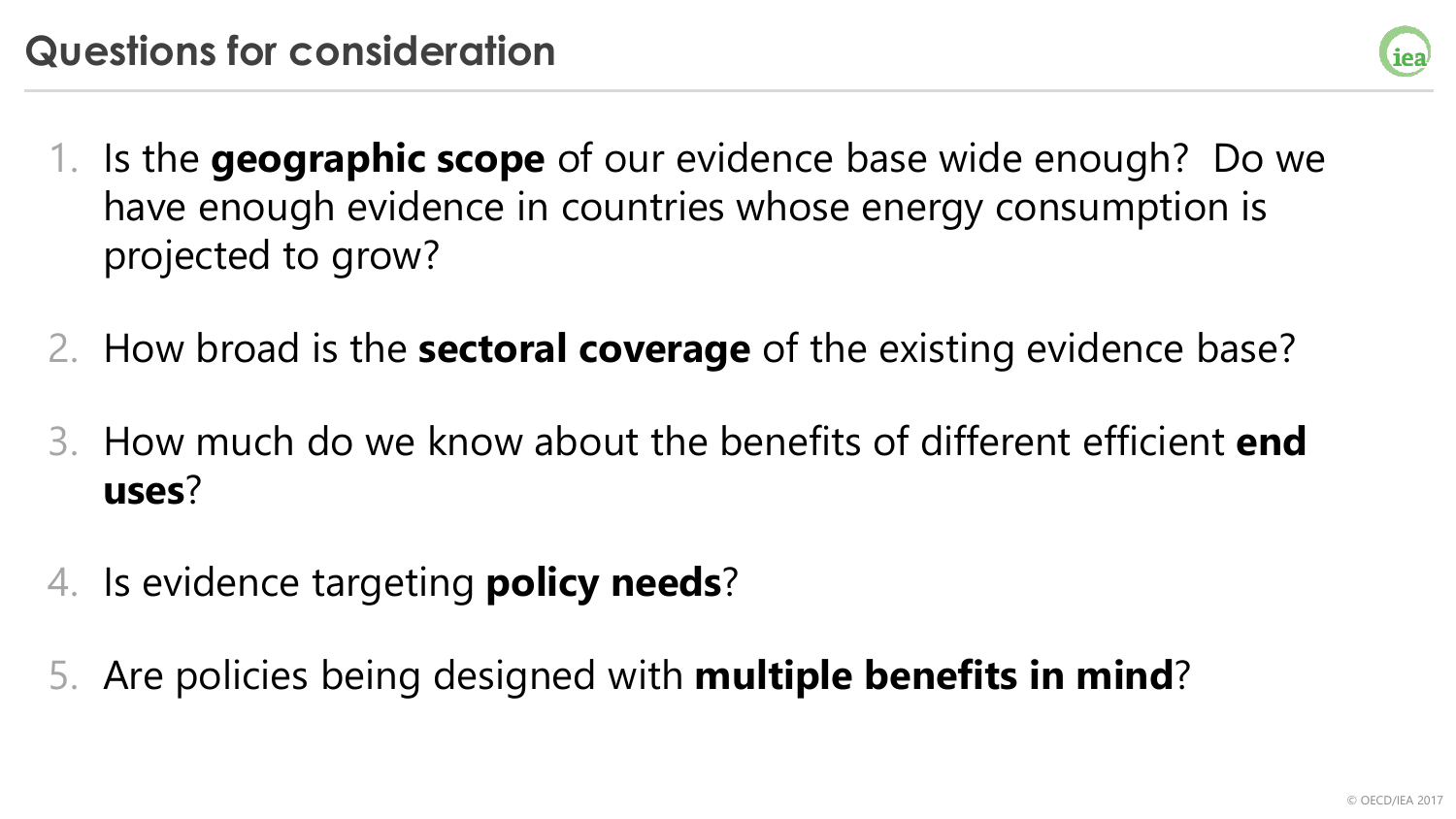# Questions for consideration

1. Is the **geographic scope** of our evidence base wide enough? Do we have enough evidence in countries whose energy consumption is projected to grow?
2. How broad is the **sectoral coverage** of the existing evidence base?
3. How much do we know about the benefits of different efficient **end uses**?
4. Is evidence targeting **policy needs**?
5. Are policies being designed with **multiple benefits in mind**?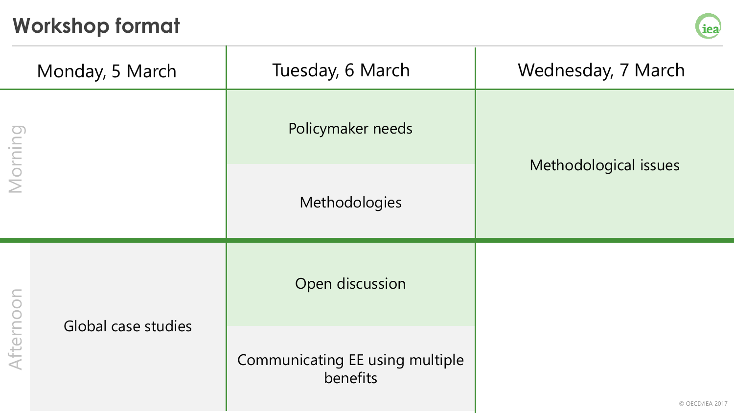# Workshop format

| | Monday, 5 March | Tuesday, 6 March | Wednesday, 7 March |
|---|---|---|---|
| Morning | | Policymaker needs | Methodological issues |
| | | Methodologies | |
| Afternoon | Global case studies | Open discussion | |
| | | Communicating EE using multiple benefits | |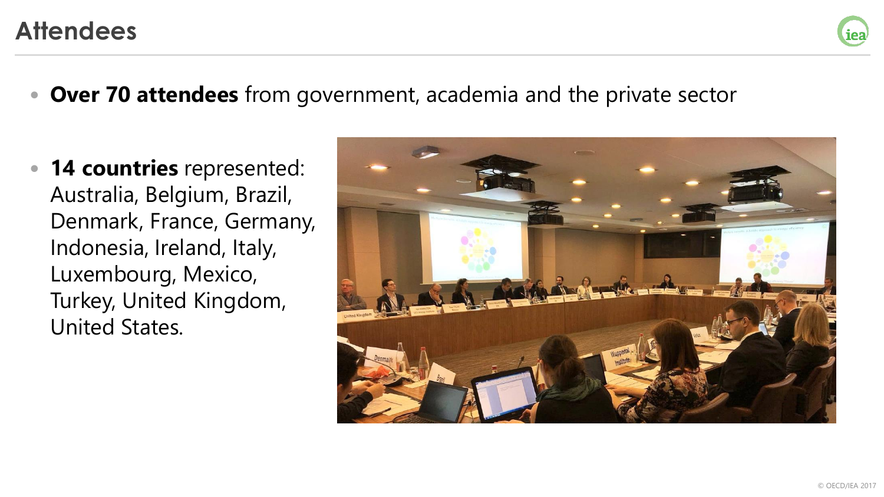# Attendees

- **Over 70 attendees** from government, academia and the private sector

- **14 countries** represented: Australia, Belgium, Brazil, Denmark, France, Germany, Indonesia, Ireland, Italy, Luxembourg, Mexico, Turkey, United Kingdom, United States.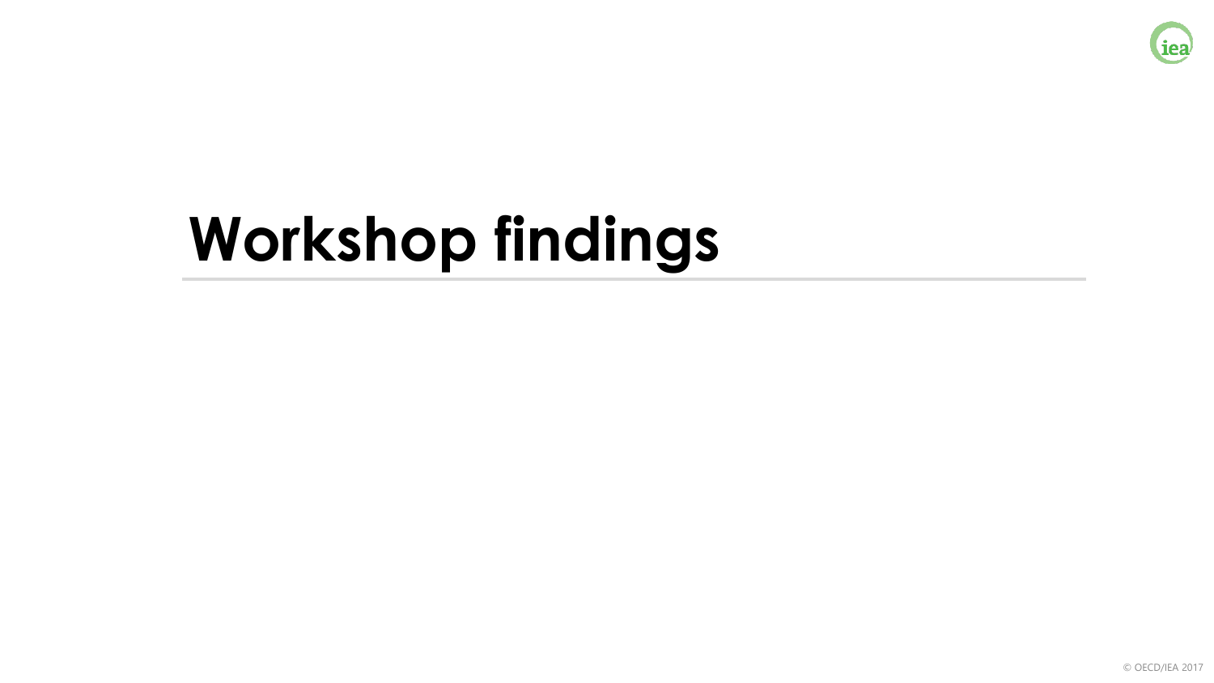# Workshop findings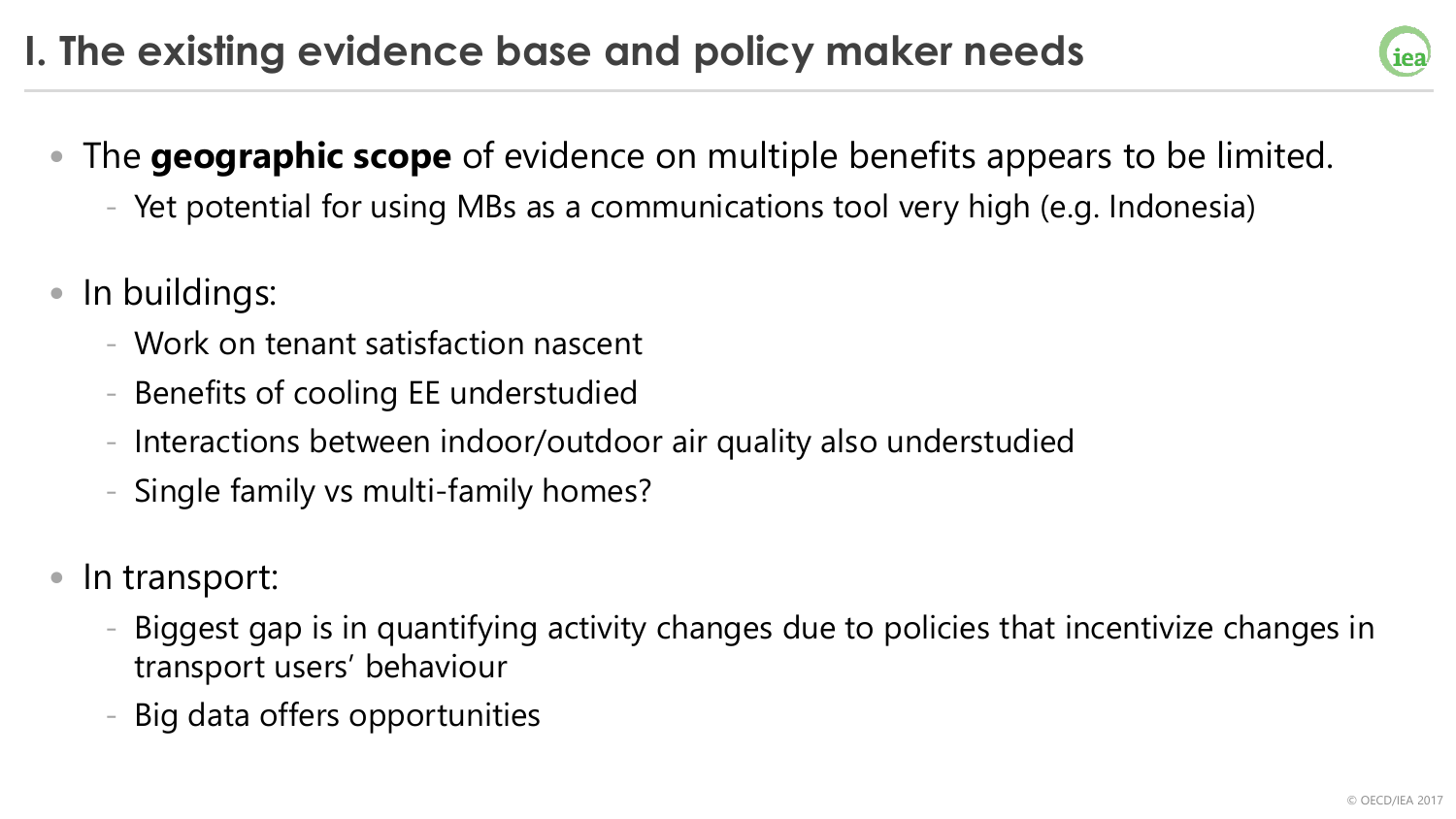# I. The existing evidence base and policy maker needs

- The **geographic scope** of evidence on multiple benefits appears to be limited.
  - Yet potential for using MBs as a communications tool very high (e.g. Indonesia)
- In buildings:
  - Work on tenant satisfaction nascent
  - Benefits of cooling EE understudied
  - Interactions between indoor/outdoor air quality also understudied
  - Single family vs multi-family homes?
- In transport:
  - Biggest gap is in quantifying activity changes due to policies that incentivize changes in transport users' behaviour
  - Big data offers opportunities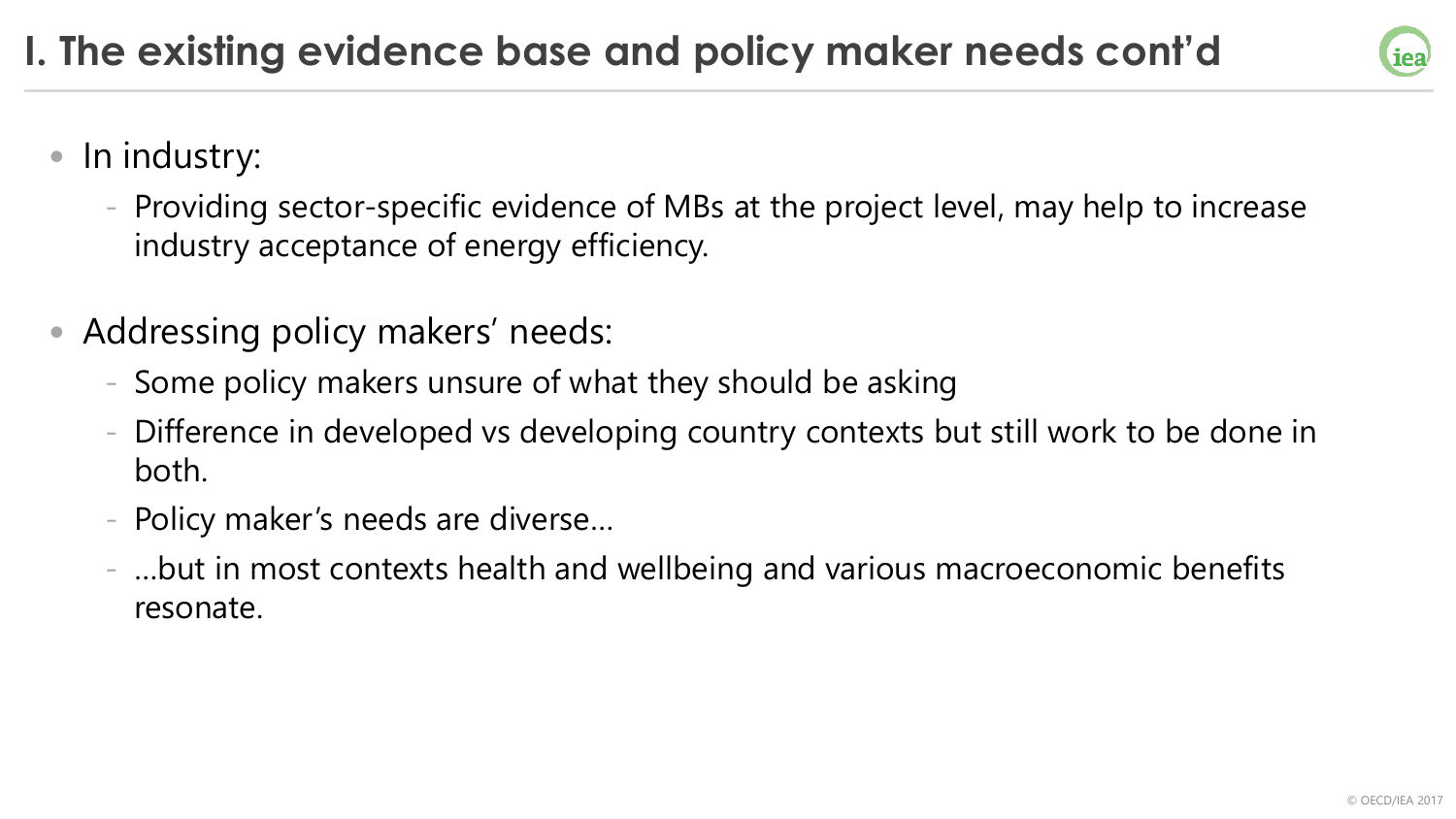# I. The existing evidence base and policy maker needs cont'd

- In industry:
  - Providing sector-specific evidence of MBs at the project level, may help to increase industry acceptance of energy efficiency.
- Addressing policy makers' needs:
  - Some policy makers unsure of what they should be asking
  - Difference in developed vs developing country contexts but still work to be done in both.
  - Policy maker's needs are diverse…
  - …but in most contexts health and wellbeing and various macroeconomic benefits resonate.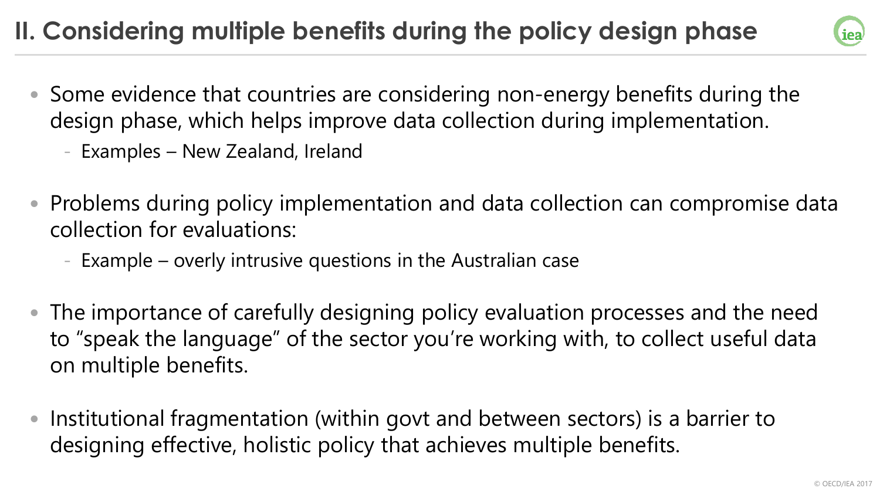## II. Considering multiple benefits during the policy design phase

- Some evidence that countries are considering non-energy benefits during the design phase, which helps improve data collection during implementation.
  - Examples – New Zealand, Ireland
- Problems during policy implementation and data collection can compromise data collection for evaluations:
  - Example – overly intrusive questions in the Australian case
- The importance of carefully designing policy evaluation processes and the need to "speak the language" of the sector you're working with, to collect useful data on multiple benefits.
- Institutional fragmentation (within govt and between sectors) is a barrier to designing effective, holistic policy that achieves multiple benefits.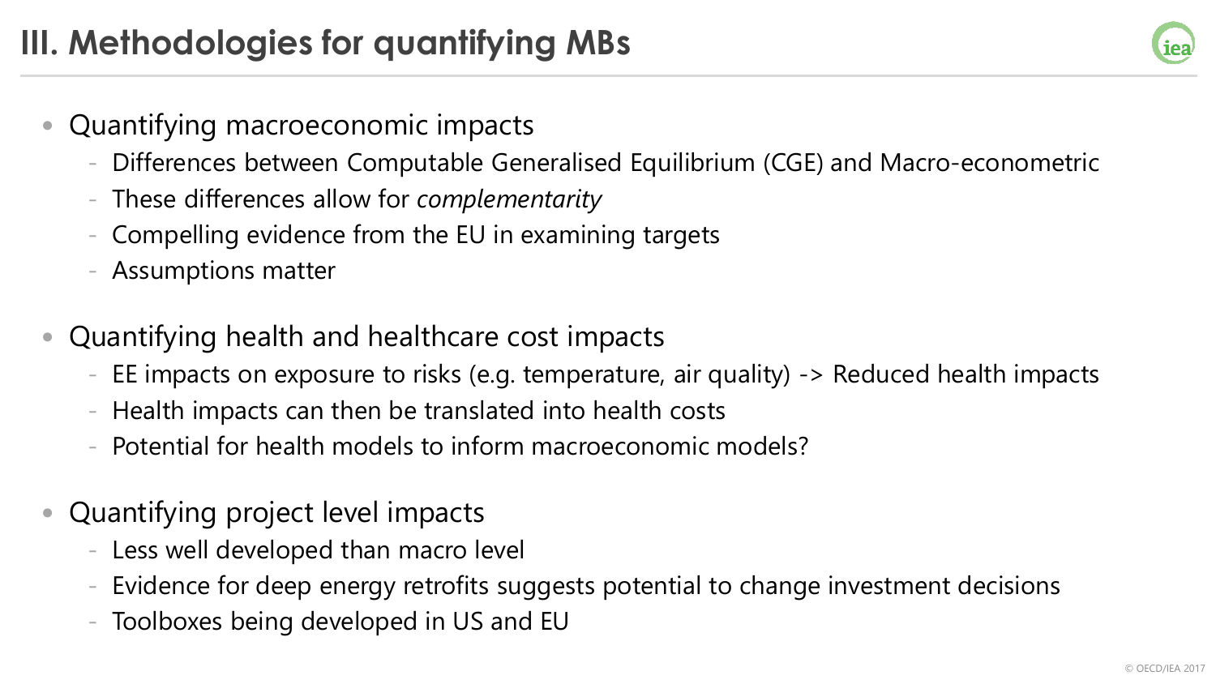# III. Methodologies for quantifying MBs

- Quantifying macroeconomic impacts
  - Differences between Computable Generalised Equilibrium (CGE) and Macro-econometric
  - These differences allow for *complementarity*
  - Compelling evidence from the EU in examining targets
  - Assumptions matter

- Quantifying health and healthcare cost impacts
  - EE impacts on exposure to risks (e.g. temperature, air quality) -> Reduced health impacts
  - Health impacts can then be translated into health costs
  - Potential for health models to inform macroeconomic models?

- Quantifying project level impacts
  - Less well developed than macro level
  - Evidence for deep energy retrofits suggests potential to change investment decisions
  - Toolboxes being developed in US and EU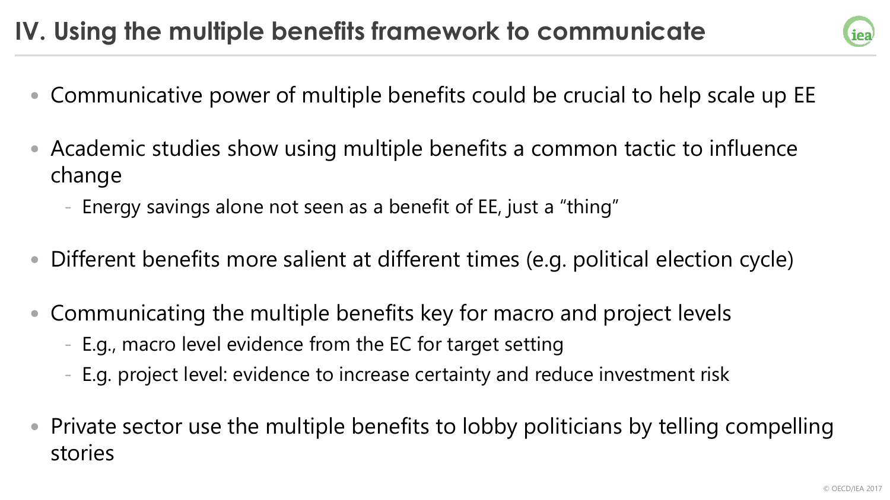# IV. Using the multiple benefits framework to communicate

- Communicative power of multiple benefits could be crucial to help scale up EE
- Academic studies show using multiple benefits a common tactic to influence change
  - Energy savings alone not seen as a benefit of EE, just a "thing"
- Different benefits more salient at different times (e.g. political election cycle)
- Communicating the multiple benefits key for macro and project levels
  - E.g., macro level evidence from the EC for target setting
  - E.g. project level: evidence to increase certainty and reduce investment risk
- Private sector use the multiple benefits to lobby politicians by telling compelling stories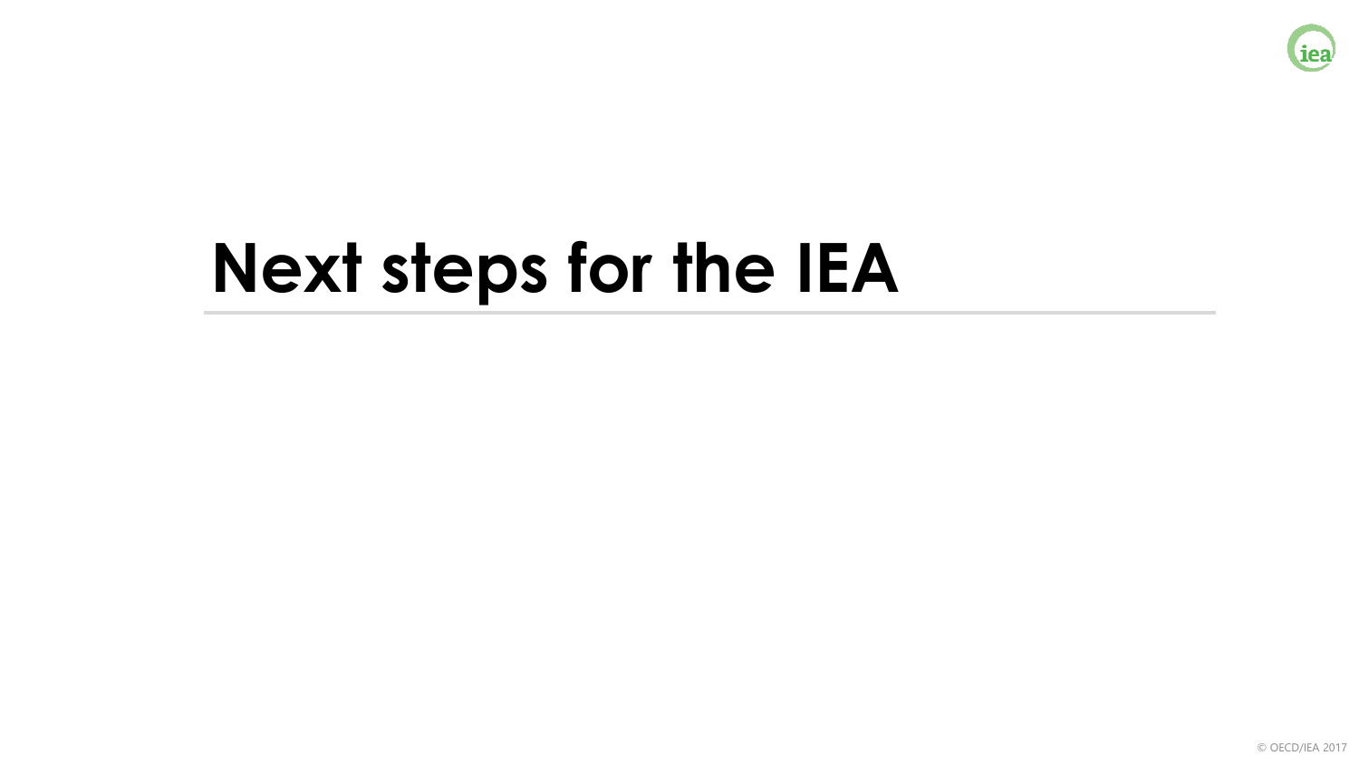# Next steps for the IEA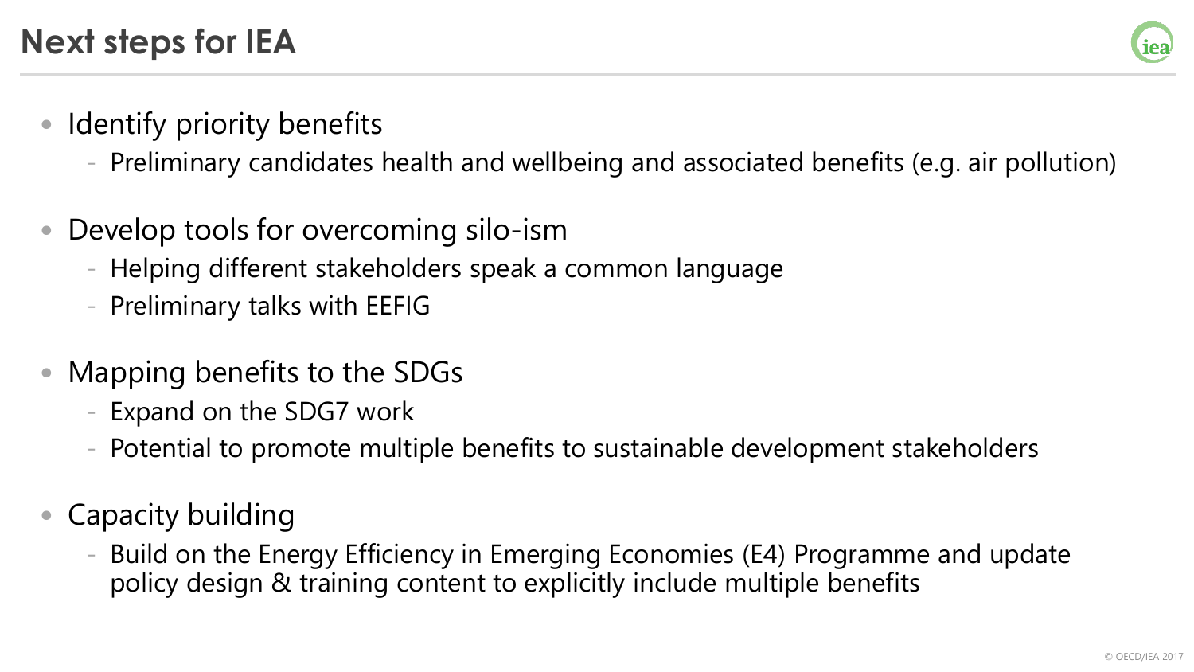# Next steps for IEA

- Identify priority benefits
  - Preliminary candidates health and wellbeing and associated benefits (e.g. air pollution)
- Develop tools for overcoming silo-ism
  - Helping different stakeholders speak a common language
  - Preliminary talks with EEFIG
- Mapping benefits to the SDGs
  - Expand on the SDG7 work
  - Potential to promote multiple benefits to sustainable development stakeholders
- Capacity building
  - Build on the Energy Efficiency in Emerging Economies (E4) Programme and update policy design & training content to explicitly include multiple benefits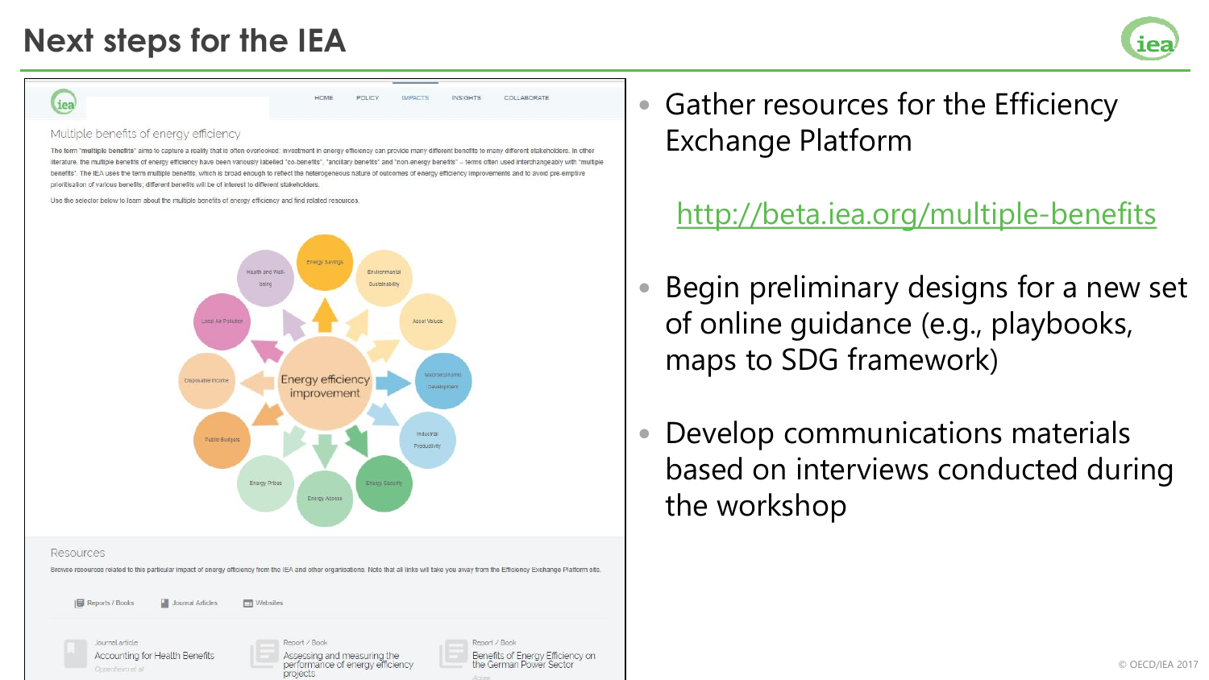# Next steps for the IEA

Multiple benefits of energy efficiency

The term "multiple benefits" aims to capture a reality that is often overlooked: investment in energy efficiency can provide many different benefits to many different stakeholders. In other literature, the multiple benefits of energy efficiency have been variously labelled "co-benefits", "ancillary benefits" and "non-energy benefits" – terms often used interchangeably with "multiple benefits". The IEA uses the term multiple benefits, which is broad enough to reflect the heterogeneous nature of outcomes of energy efficiency improvements and to avoid pre-emptive prioritisation of various benefits; different benefits will be of interest to different stakeholders.

Use the selector below to learn about the multiple benefits of energy efficiency and find related resources.

Energy efficiency improvement: Energy Savings, Environmental Sustainability, Asset Values, Macroeconomic Development, Industrial Productivity, Energy Security, Energy Access, Energy Prices, Public Budgets, Disposable Income, Local Air Pollution, Health and Well-being

Resources

Browse resources related to this particular impact of energy efficiency from the IEA and other organisations. Note that all links will take you away from the Efficiency Exchange Platform site.

Reports / Books | Journal Articles | Websites

- Journal article: Accounting for Health Benefits
- Report / Book: Assessing and measuring the performance of energy efficiency projects
- Report / Book: Benefits of Energy Efficiency on the German Power Sector

---

- Gather resources for the Efficiency Exchange Platform

  http://beta.iea.org/multiple-benefits

- Begin preliminary designs for a new set of online guidance (e.g., playbooks, maps to SDG framework)
- Develop communications materials based on interviews conducted during the workshop

© OECD/IEA 2017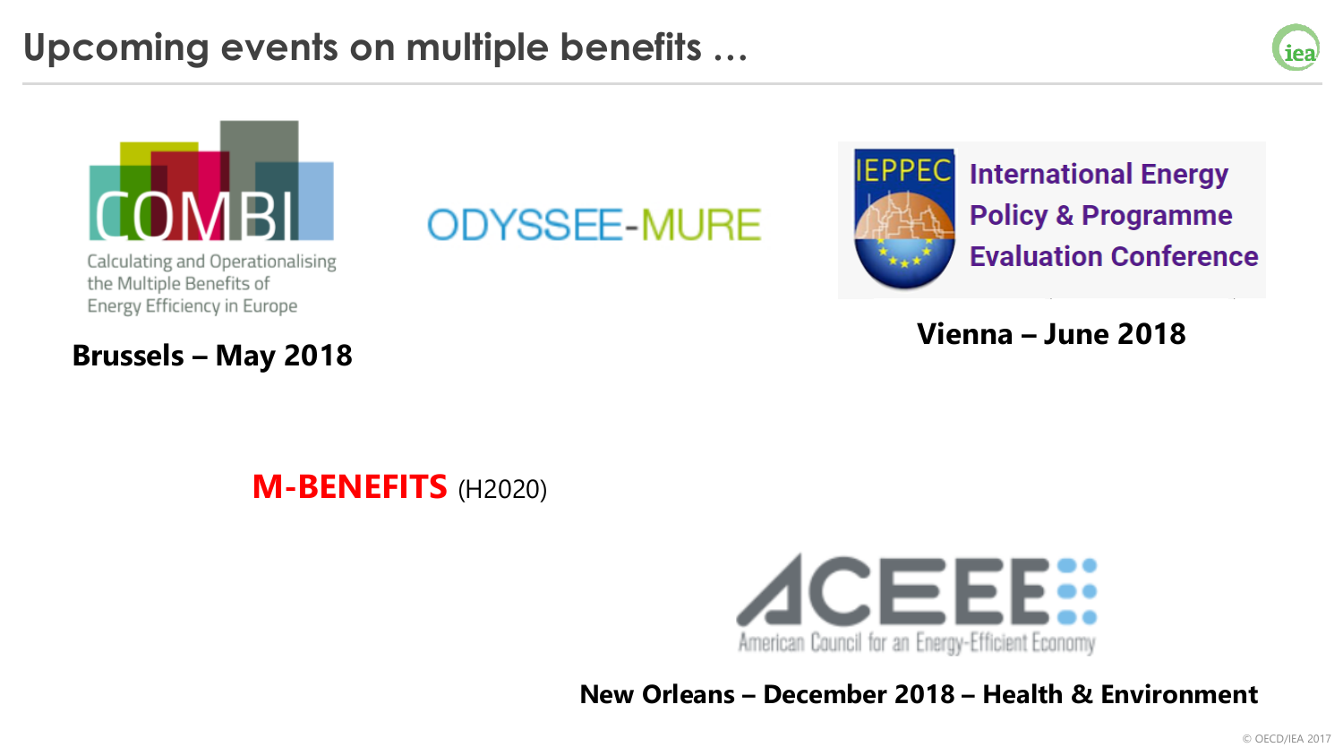# Upcoming events on multiple benefits …

COMBI

Calculating and Operationalising the Multiple Benefits of Energy Efficiency in Europe

**Brussels – May 2018**

ODYSSEE-MURE

IEPPEC International Energy Policy & Programme Evaluation Conference

**Vienna – June 2018**

**M-BENEFITS** (H2020)

ACEEE American Council for an Energy-Efficient Economy

**New Orleans – December 2018 – Health & Environment**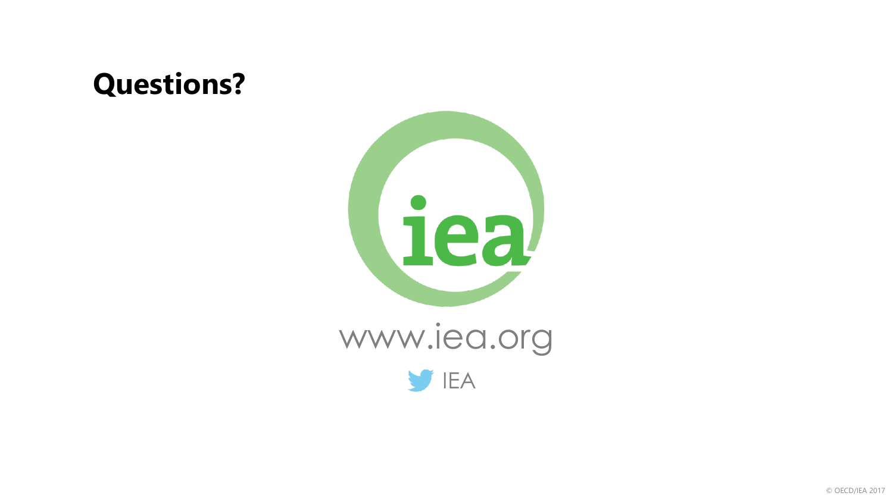# Questions?

iea

www.iea.org

IEA

© OECD/IEA 2017